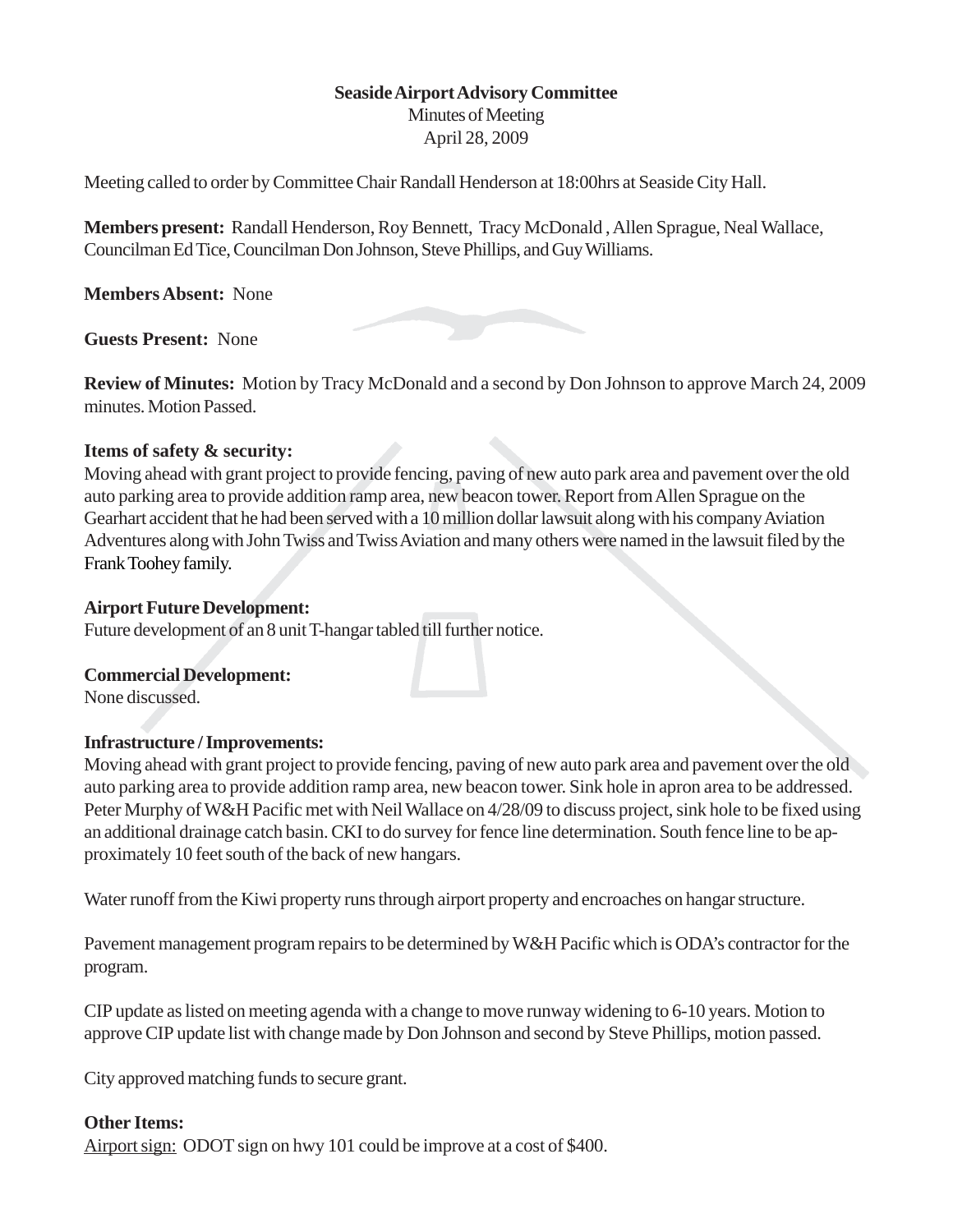**Seaside Airport Advisory Committee**

Minutes of Meeting

April 28, 2009

Meeting called to order by Committee Chair Randall Henderson at 18:00hrs at Seaside City Hall.

**Members present:** Randall Henderson, Roy Bennett, Tracy McDonald , Allen Sprague, Neal Wallace, Councilman Ed Tice, Councilman Don Johnson, Steve Phillips, and Guy Williams.

**Members Absent:** None

**Guests Present:** None

**Review of Minutes:** Motion by Tracy McDonald and a second by Don Johnson to approve March 24, 2009 minutes. Motion Passed.

**Items of safety & security:**

Moving ahead with grant project to provide fencing, paving of new auto park area and pavement over the old auto parking area to provide addition ramp area, new beacon tower. Report from Allen Sprague on the Gearhart accident that he had been served with a 10 million dollar lawsuit along with his company Aviation Adventures along with John Twiss and Twiss Aviation and many others were named in the lawsuit filed by the Frank Toohey family.

**Airport Future Development:**

Future development of an 8 unit T-hangar tabled till further notice.

**Commercial Development:**

None discussed.

**Infrastructure / Improvements:**

Moving ahead with grant project to provide fencing, paving of new auto park area and pavement over the old auto parking area to provide addition ramp area, new beacon tower. Sink hole in apron area to be addressed. Peter Murphy of W&H Pacific met with Neil Wallace on 4/28/09 to discuss project, sink hole to be fixed using an additional drainage catch basin. CKI to do survey for fence line determination. South fence line to be approximately 10 feet south of the back of new hangars.

Water runoff from the Kiwi property runs through airport property and encroaches on hangar structure.

Pavement management program repairs to be determined by W&H Pacific which is ODA's contractor for the program.

CIP update as listed on meeting agenda with a change to move runway widening to 6-10 years. Motion to approve CIP update list with change made by Don Johnson and second by Steve Phillips, motion passed.

City approved matching funds to secure grant.

**Other Items:**

Airport sign: ODOT sign on hwy 101 could be improve at a cost of $400.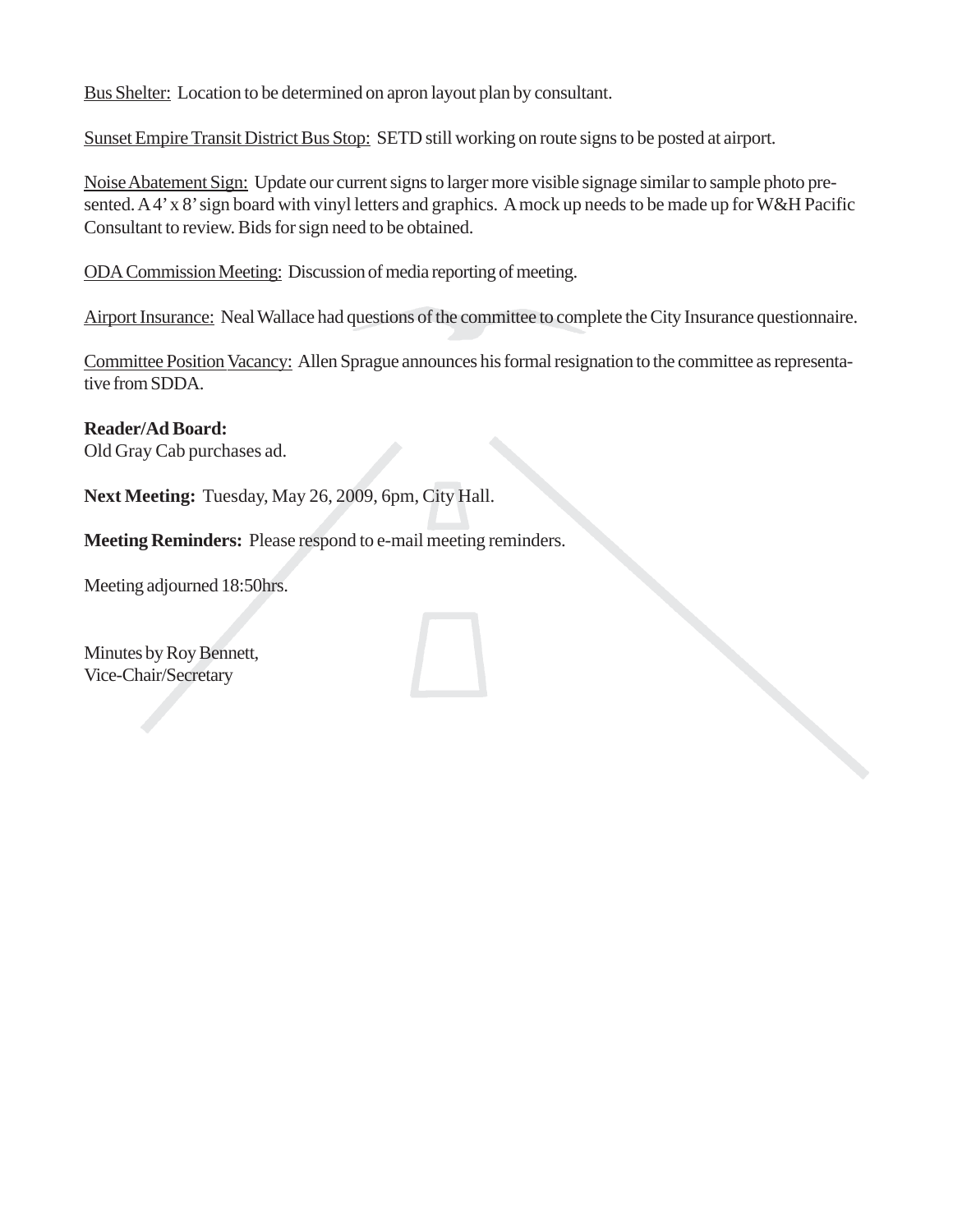Bus Shelter: Location to be determined on apron layout plan by consultant.

Sunset Empire Transit District Bus Stop: SETD still working on route signs to be posted at airport.

Noise Abatement Sign: Update our current signs to larger more visible signage similar to sample photo presented. A 4' x 8' sign board with vinyl letters and graphics. A mock up needs to be made up for W&H Pacific Consultant to review. Bids for sign need to be obtained.

ODA Commission Meeting: Discussion of media reporting of meeting.

Airport Insurance: Neal Wallace had questions of the committee to complete the City Insurance questionnaire.

Committee Position Vacancy: Allen Sprague announces his formal resignation to the committee as representative from SDDA.

**Reader/Ad Board:**
Old Gray Cab purchases ad.

**Next Meeting:** Tuesday, May 26, 2009, 6pm, City Hall.

**Meeting Reminders:** Please respond to e-mail meeting reminders.

Meeting adjourned 18:50hrs.

Minutes by Roy Bennett,
Vice-Chair/Secretary